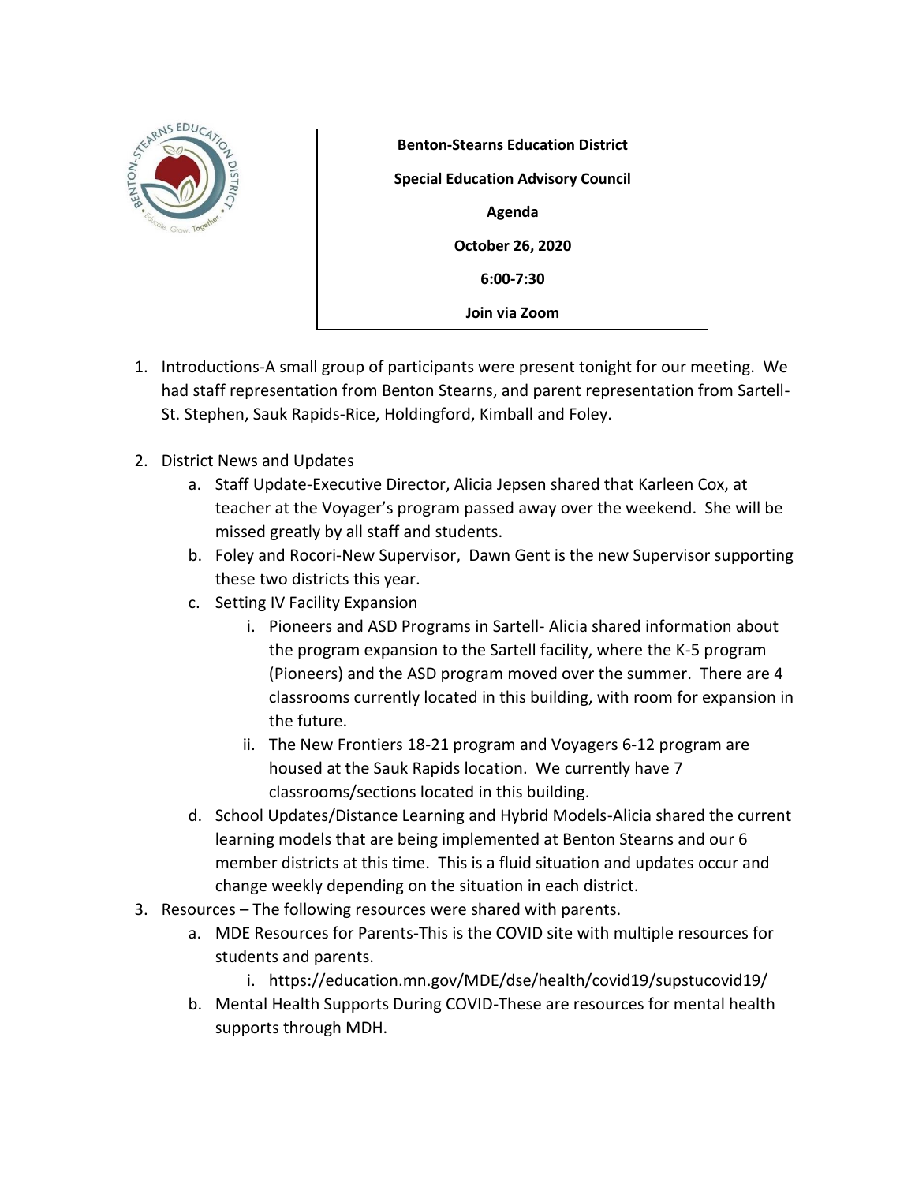**Benton-Stearns Education District**

**Special Education Advisory Council**

**Agenda**

**October 26, 2020**

**6:00-7:30**

**Join via Zoom**

1. Introductions-A small group of participants were present tonight for our meeting. We had staff representation from Benton Stearns, and parent representation from Sartell-St. Stephen, Sauk Rapids-Rice, Holdingford, Kimball and Foley.

2. District News and Updates
   a. Staff Update-Executive Director, Alicia Jepsen shared that Karleen Cox, at teacher at the Voyager's program passed away over the weekend. She will be missed greatly by all staff and students.
   b. Foley and Rocori-New Supervisor, Dawn Gent is the new Supervisor supporting these two districts this year.
   c. Setting IV Facility Expansion
      i. Pioneers and ASD Programs in Sartell- Alicia shared information about the program expansion to the Sartell facility, where the K-5 program (Pioneers) and the ASD program moved over the summer. There are 4 classrooms currently located in this building, with room for expansion in the future.
      ii. The New Frontiers 18-21 program and Voyagers 6-12 program are housed at the Sauk Rapids location. We currently have 7 classrooms/sections located in this building.
   d. School Updates/Distance Learning and Hybrid Models-Alicia shared the current learning models that are being implemented at Benton Stearns and our 6 member districts at this time. This is a fluid situation and updates occur and change weekly depending on the situation in each district.

3. Resources – The following resources were shared with parents.
   a. MDE Resources for Parents-This is the COVID site with multiple resources for students and parents.
      i. https://education.mn.gov/MDE/dse/health/covid19/supstucovid19/
   b. Mental Health Supports During COVID-These are resources for mental health supports through MDH.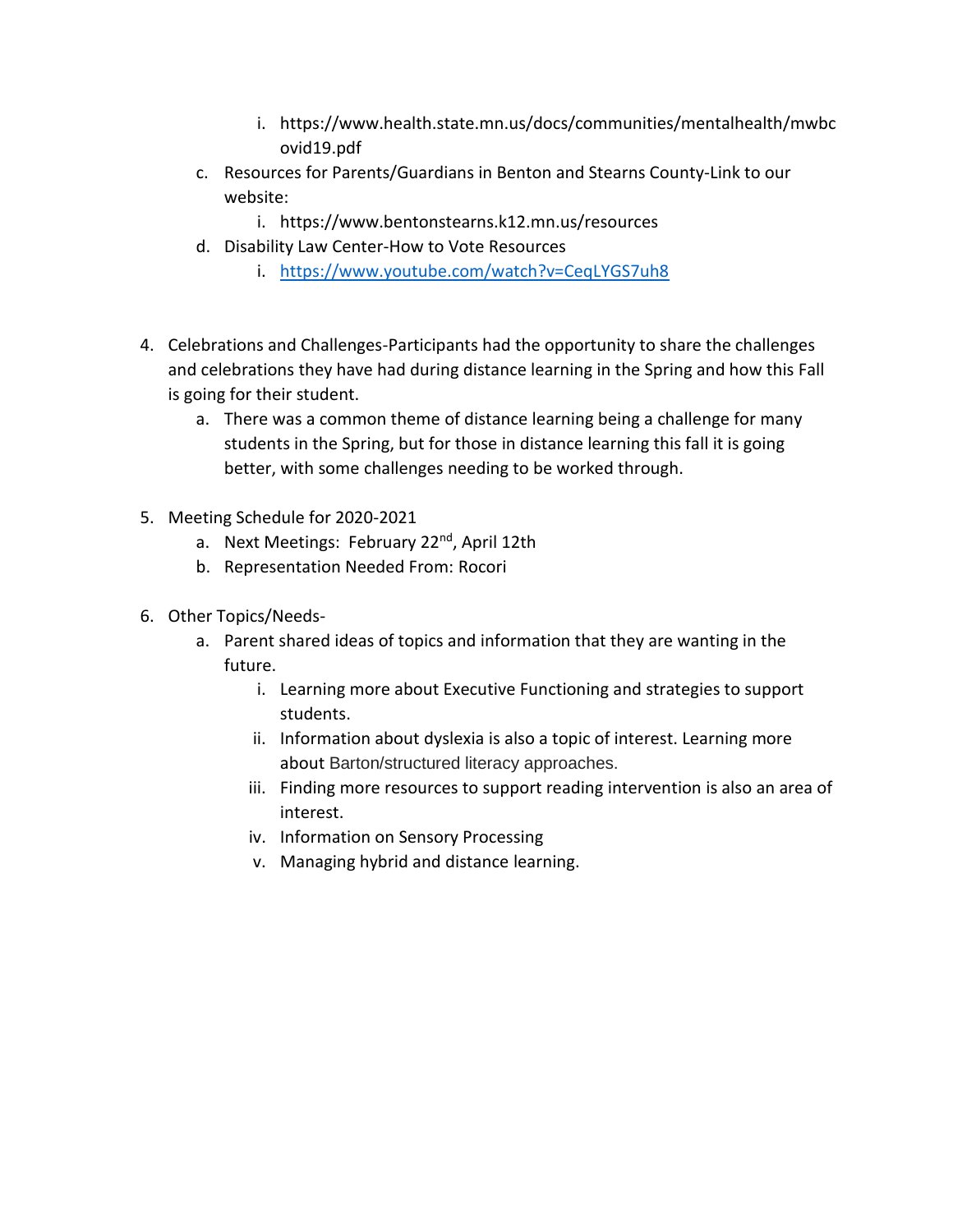i. https://www.health.state.mn.us/docs/communities/mentalhealth/mwbcovid19.pdf

   c. Resources for Parents/Guardians in Benton and Stearns County-Link to our website:

      i. https://www.bentonstearns.k12.mn.us/resources

   d. Disability Law Center-How to Vote Resources

      i. [https://www.youtube.com/watch?v=CeqLYGS7uh8](https://www.youtube.com/watch?v=CeqLYGS7uh8)

4. Celebrations and Challenges-Participants had the opportunity to share the challenges and celebrations they have had during distance learning in the Spring and how this Fall is going for their student.
   a. There was a common theme of distance learning being a challenge for many students in the Spring, but for those in distance learning this fall it is going better, with some challenges needing to be worked through.

5. Meeting Schedule for 2020-2021
   a. Next Meetings: February 22nd, April 12th
   b. Representation Needed From: Rocori

6. Other Topics/Needs-
   a. Parent shared ideas of topics and information that they are wanting in the future.
      i. Learning more about Executive Functioning and strategies to support students.
      ii. Information about dyslexia is also a topic of interest. Learning more about Barton/structured literacy approaches.
      iii. Finding more resources to support reading intervention is also an area of interest.
      iv. Information on Sensory Processing
      v. Managing hybrid and distance learning.